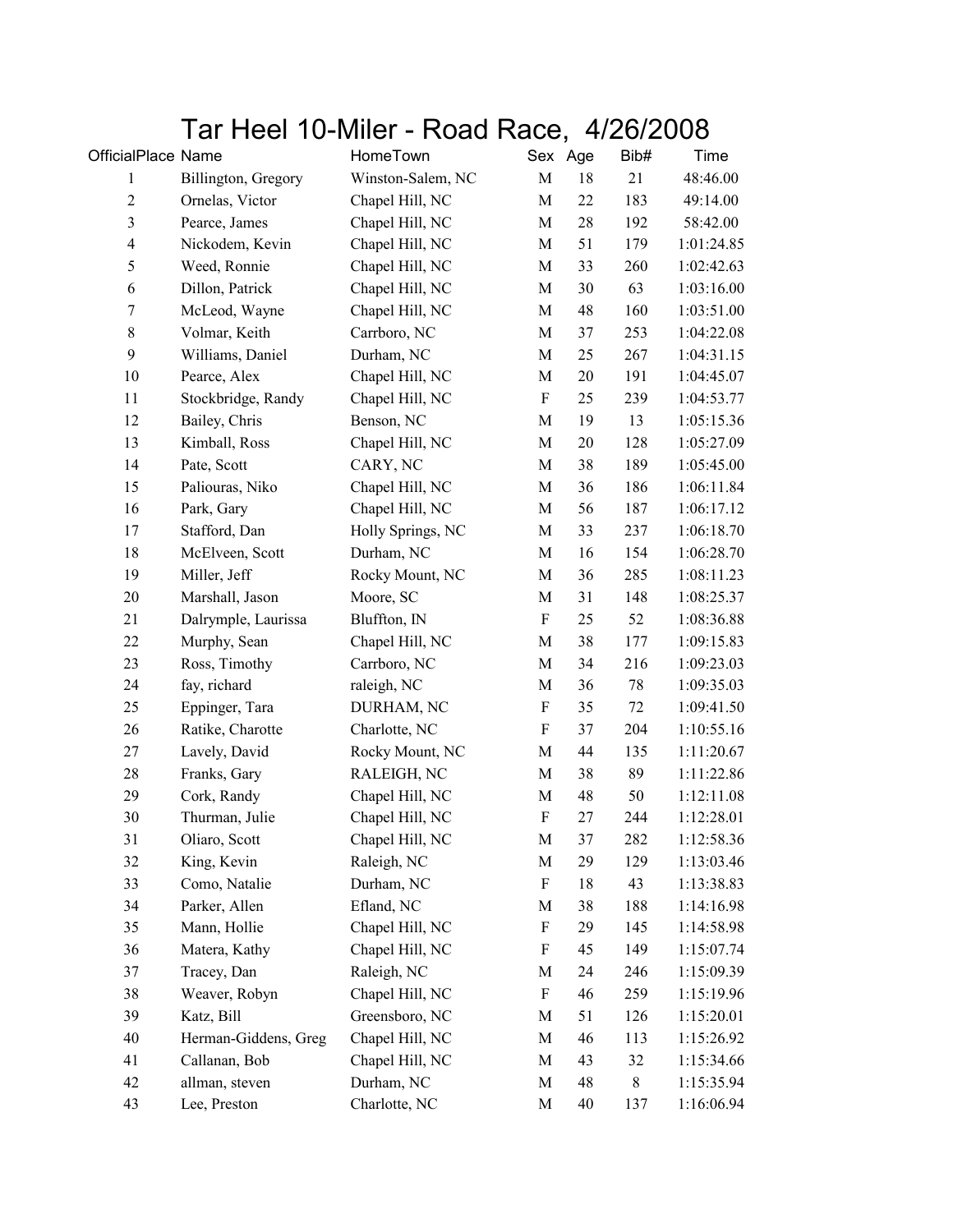# Tar Heel 10-Miler - Road Race,  4/26/2008

| OfficialPlace | Name | HomeTown | Sex | Age | Bib# | Time |
|---|---|---|---|---|---|---|
| 1 | Billington, Gregory | Winston-Salem, NC | M | 18 | 21 | 48:46.00 |
| 2 | Ornelas, Victor | Chapel Hill, NC | M | 22 | 183 | 49:14.00 |
| 3 | Pearce, James | Chapel Hill, NC | M | 28 | 192 | 58:42.00 |
| 4 | Nickodem, Kevin | Chapel Hill, NC | M | 51 | 179 | 1:01:24.85 |
| 5 | Weed, Ronnie | Chapel Hill, NC | M | 33 | 260 | 1:02:42.63 |
| 6 | Dillon, Patrick | Chapel Hill, NC | M | 30 | 63 | 1:03:16.00 |
| 7 | McLeod, Wayne | Chapel Hill, NC | M | 48 | 160 | 1:03:51.00 |
| 8 | Volmar, Keith | Carrboro, NC | M | 37 | 253 | 1:04:22.08 |
| 9 | Williams, Daniel | Durham, NC | M | 25 | 267 | 1:04:31.15 |
| 10 | Pearce, Alex | Chapel Hill, NC | M | 20 | 191 | 1:04:45.07 |
| 11 | Stockbridge, Randy | Chapel Hill, NC | F | 25 | 239 | 1:04:53.77 |
| 12 | Bailey, Chris | Benson, NC | M | 19 | 13 | 1:05:15.36 |
| 13 | Kimball, Ross | Chapel Hill, NC | M | 20 | 128 | 1:05:27.09 |
| 14 | Pate, Scott | CARY, NC | M | 38 | 189 | 1:05:45.00 |
| 15 | Paliouras, Niko | Chapel Hill, NC | M | 36 | 186 | 1:06:11.84 |
| 16 | Park, Gary | Chapel Hill, NC | M | 56 | 187 | 1:06:17.12 |
| 17 | Stafford, Dan | Holly Springs, NC | M | 33 | 237 | 1:06:18.70 |
| 18 | McElveen, Scott | Durham, NC | M | 16 | 154 | 1:06:28.70 |
| 19 | Miller, Jeff | Rocky Mount, NC | M | 36 | 285 | 1:08:11.23 |
| 20 | Marshall, Jason | Moore, SC | M | 31 | 148 | 1:08:25.37 |
| 21 | Dalrymple, Laurissa | Bluffton, IN | F | 25 | 52 | 1:08:36.88 |
| 22 | Murphy, Sean | Chapel Hill, NC | M | 38 | 177 | 1:09:15.83 |
| 23 | Ross, Timothy | Carrboro, NC | M | 34 | 216 | 1:09:23.03 |
| 24 | fay, richard | raleigh, NC | M | 36 | 78 | 1:09:35.03 |
| 25 | Eppinger, Tara | DURHAM, NC | F | 35 | 72 | 1:09:41.50 |
| 26 | Ratike, Charotte | Charlotte, NC | F | 37 | 204 | 1:10:55.16 |
| 27 | Lavely, David | Rocky Mount, NC | M | 44 | 135 | 1:11:20.67 |
| 28 | Franks, Gary | RALEIGH, NC | M | 38 | 89 | 1:11:22.86 |
| 29 | Cork, Randy | Chapel Hill, NC | M | 48 | 50 | 1:12:11.08 |
| 30 | Thurman, Julie | Chapel Hill, NC | F | 27 | 244 | 1:12:28.01 |
| 31 | Oliaro, Scott | Chapel Hill, NC | M | 37 | 282 | 1:12:58.36 |
| 32 | King, Kevin | Raleigh, NC | M | 29 | 129 | 1:13:03.46 |
| 33 | Como, Natalie | Durham, NC | F | 18 | 43 | 1:13:38.83 |
| 34 | Parker, Allen | Efland, NC | M | 38 | 188 | 1:14:16.98 |
| 35 | Mann, Hollie | Chapel Hill, NC | F | 29 | 145 | 1:14:58.98 |
| 36 | Matera, Kathy | Chapel Hill, NC | F | 45 | 149 | 1:15:07.74 |
| 37 | Tracey, Dan | Raleigh, NC | M | 24 | 246 | 1:15:09.39 |
| 38 | Weaver, Robyn | Chapel Hill, NC | F | 46 | 259 | 1:15:19.96 |
| 39 | Katz, Bill | Greensboro, NC | M | 51 | 126 | 1:15:20.01 |
| 40 | Herman-Giddens, Greg | Chapel Hill, NC | M | 46 | 113 | 1:15:26.92 |
| 41 | Callanan, Bob | Chapel Hill, NC | M | 43 | 32 | 1:15:34.66 |
| 42 | allman, steven | Durham, NC | M | 48 | 8 | 1:15:35.94 |
| 43 | Lee, Preston | Charlotte, NC | M | 40 | 137 | 1:16:06.94 |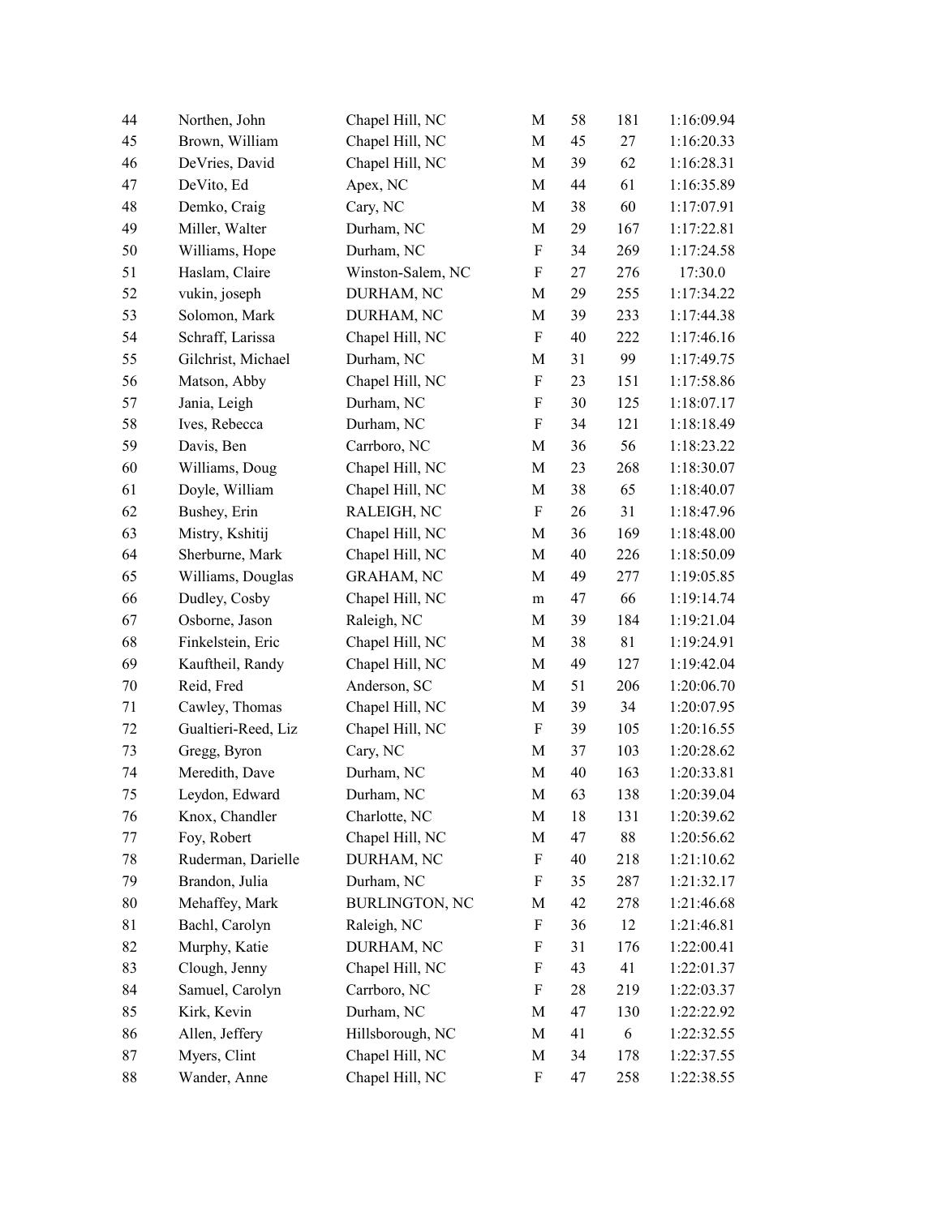| | | | | | | |
|---|---|---|---|---|---|---|
| 44 | Northen, John | Chapel Hill, NC | M | 58 | 181 | 1:16:09.94 |
| 45 | Brown, William | Chapel Hill, NC | M | 45 | 27 | 1:16:20.33 |
| 46 | DeVries, David | Chapel Hill, NC | M | 39 | 62 | 1:16:28.31 |
| 47 | DeVito, Ed | Apex, NC | M | 44 | 61 | 1:16:35.89 |
| 48 | Demko, Craig | Cary, NC | M | 38 | 60 | 1:17:07.91 |
| 49 | Miller, Walter | Durham, NC | M | 29 | 167 | 1:17:22.81 |
| 50 | Williams, Hope | Durham, NC | F | 34 | 269 | 1:17:24.58 |
| 51 | Haslam, Claire | Winston-Salem, NC | F | 27 | 276 | 17:30.0 |
| 52 | vukin, joseph | DURHAM, NC | M | 29 | 255 | 1:17:34.22 |
| 53 | Solomon, Mark | DURHAM, NC | M | 39 | 233 | 1:17:44.38 |
| 54 | Schraff, Larissa | Chapel Hill, NC | F | 40 | 222 | 1:17:46.16 |
| 55 | Gilchrist, Michael | Durham, NC | M | 31 | 99 | 1:17:49.75 |
| 56 | Matson, Abby | Chapel Hill, NC | F | 23 | 151 | 1:17:58.86 |
| 57 | Jania, Leigh | Durham, NC | F | 30 | 125 | 1:18:07.17 |
| 58 | Ives, Rebecca | Durham, NC | F | 34 | 121 | 1:18:18.49 |
| 59 | Davis, Ben | Carrboro, NC | M | 36 | 56 | 1:18:23.22 |
| 60 | Williams, Doug | Chapel Hill, NC | M | 23 | 268 | 1:18:30.07 |
| 61 | Doyle, William | Chapel Hill, NC | M | 38 | 65 | 1:18:40.07 |
| 62 | Bushey, Erin | RALEIGH, NC | F | 26 | 31 | 1:18:47.96 |
| 63 | Mistry, Kshitij | Chapel Hill, NC | M | 36 | 169 | 1:18:48.00 |
| 64 | Sherburne, Mark | Chapel Hill, NC | M | 40 | 226 | 1:18:50.09 |
| 65 | Williams, Douglas | GRAHAM, NC | M | 49 | 277 | 1:19:05.85 |
| 66 | Dudley, Cosby | Chapel Hill, NC | m | 47 | 66 | 1:19:14.74 |
| 67 | Osborne, Jason | Raleigh, NC | M | 39 | 184 | 1:19:21.04 |
| 68 | Finkelstein, Eric | Chapel Hill, NC | M | 38 | 81 | 1:19:24.91 |
| 69 | Kauftheil, Randy | Chapel Hill, NC | M | 49 | 127 | 1:19:42.04 |
| 70 | Reid, Fred | Anderson, SC | M | 51 | 206 | 1:20:06.70 |
| 71 | Cawley, Thomas | Chapel Hill, NC | M | 39 | 34 | 1:20:07.95 |
| 72 | Gualtieri-Reed, Liz | Chapel Hill, NC | F | 39 | 105 | 1:20:16.55 |
| 73 | Gregg, Byron | Cary, NC | M | 37 | 103 | 1:20:28.62 |
| 74 | Meredith, Dave | Durham, NC | M | 40 | 163 | 1:20:33.81 |
| 75 | Leydon, Edward | Durham, NC | M | 63 | 138 | 1:20:39.04 |
| 76 | Knox, Chandler | Charlotte, NC | M | 18 | 131 | 1:20:39.62 |
| 77 | Foy, Robert | Chapel Hill, NC | M | 47 | 88 | 1:20:56.62 |
| 78 | Ruderman, Darielle | DURHAM, NC | F | 40 | 218 | 1:21:10.62 |
| 79 | Brandon, Julia | Durham, NC | F | 35 | 287 | 1:21:32.17 |
| 80 | Mehaffey, Mark | BURLINGTON, NC | M | 42 | 278 | 1:21:46.68 |
| 81 | Bachl, Carolyn | Raleigh, NC | F | 36 | 12 | 1:21:46.81 |
| 82 | Murphy, Katie | DURHAM, NC | F | 31 | 176 | 1:22:00.41 |
| 83 | Clough, Jenny | Chapel Hill, NC | F | 43 | 41 | 1:22:01.37 |
| 84 | Samuel, Carolyn | Carrboro, NC | F | 28 | 219 | 1:22:03.37 |
| 85 | Kirk, Kevin | Durham, NC | M | 47 | 130 | 1:22:22.92 |
| 86 | Allen, Jeffery | Hillsborough, NC | M | 41 | 6 | 1:22:32.55 |
| 87 | Myers, Clint | Chapel Hill, NC | M | 34 | 178 | 1:22:37.55 |
| 88 | Wander, Anne | Chapel Hill, NC | F | 47 | 258 | 1:22:38.55 |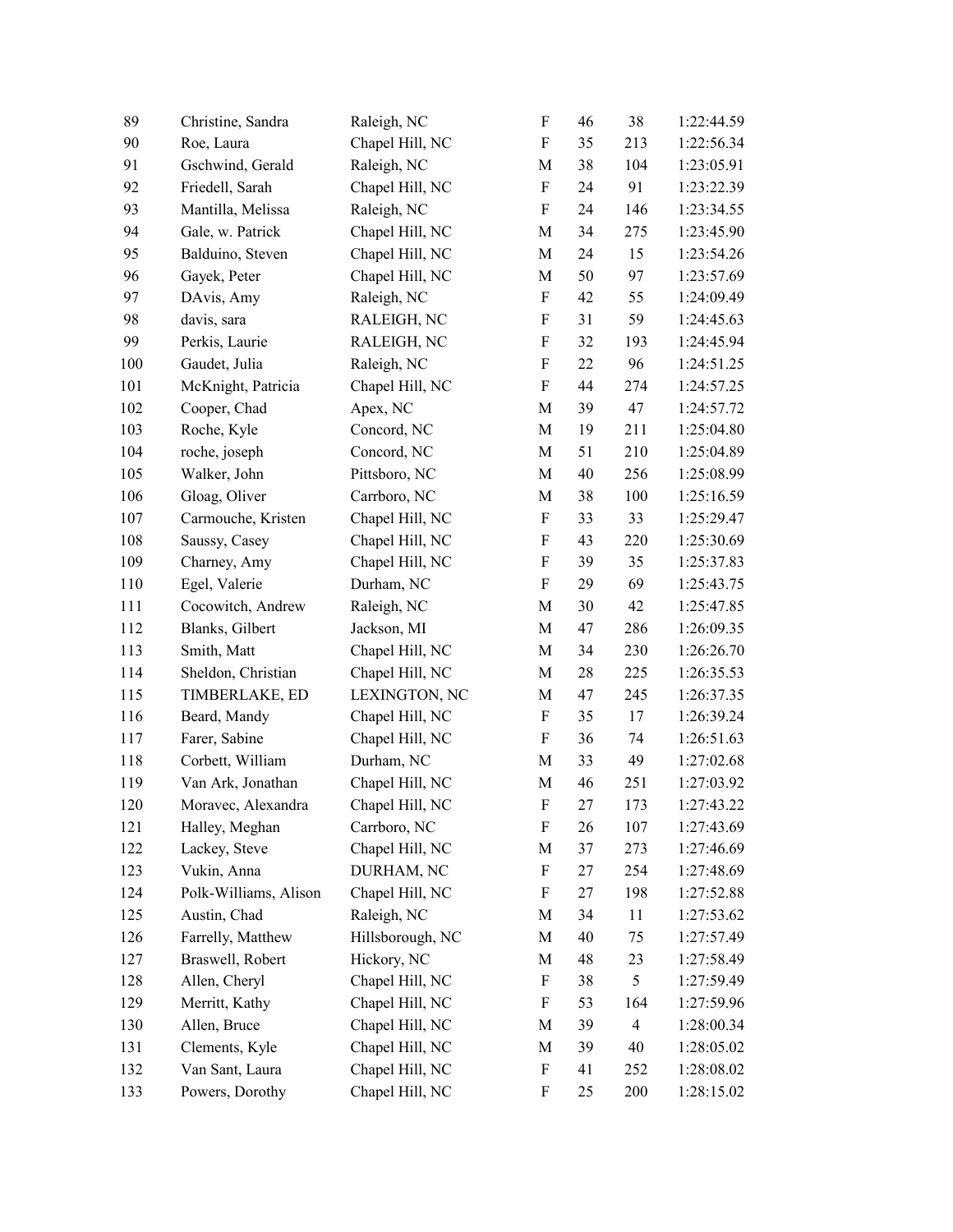| | | | | | | |
|---|---|---|---|---|---|---|
| 89 | Christine, Sandra | Raleigh, NC | F | 46 | 38 | 1:22:44.59 |
| 90 | Roe, Laura | Chapel Hill, NC | F | 35 | 213 | 1:22:56.34 |
| 91 | Gschwind, Gerald | Raleigh, NC | M | 38 | 104 | 1:23:05.91 |
| 92 | Friedell, Sarah | Chapel Hill, NC | F | 24 | 91 | 1:23:22.39 |
| 93 | Mantilla, Melissa | Raleigh, NC | F | 24 | 146 | 1:23:34.55 |
| 94 | Gale, w. Patrick | Chapel Hill, NC | M | 34 | 275 | 1:23:45.90 |
| 95 | Balduino, Steven | Chapel Hill, NC | M | 24 | 15 | 1:23:54.26 |
| 96 | Gayek, Peter | Chapel Hill, NC | M | 50 | 97 | 1:23:57.69 |
| 97 | DAvis, Amy | Raleigh, NC | F | 42 | 55 | 1:24:09.49 |
| 98 | davis, sara | RALEIGH, NC | F | 31 | 59 | 1:24:45.63 |
| 99 | Perkis, Laurie | RALEIGH, NC | F | 32 | 193 | 1:24:45.94 |
| 100 | Gaudet, Julia | Raleigh, NC | F | 22 | 96 | 1:24:51.25 |
| 101 | McKnight, Patricia | Chapel Hill, NC | F | 44 | 274 | 1:24:57.25 |
| 102 | Cooper, Chad | Apex, NC | M | 39 | 47 | 1:24:57.72 |
| 103 | Roche, Kyle | Concord, NC | M | 19 | 211 | 1:25:04.80 |
| 104 | roche, joseph | Concord, NC | M | 51 | 210 | 1:25:04.89 |
| 105 | Walker, John | Pittsboro, NC | M | 40 | 256 | 1:25:08.99 |
| 106 | Gloag, Oliver | Carrboro, NC | M | 38 | 100 | 1:25:16.59 |
| 107 | Carmouche, Kristen | Chapel Hill, NC | F | 33 | 33 | 1:25:29.47 |
| 108 | Saussy, Casey | Chapel Hill, NC | F | 43 | 220 | 1:25:30.69 |
| 109 | Charney, Amy | Chapel Hill, NC | F | 39 | 35 | 1:25:37.83 |
| 110 | Egel, Valerie | Durham, NC | F | 29 | 69 | 1:25:43.75 |
| 111 | Cocowitch, Andrew | Raleigh, NC | M | 30 | 42 | 1:25:47.85 |
| 112 | Blanks, Gilbert | Jackson, MI | M | 47 | 286 | 1:26:09.35 |
| 113 | Smith, Matt | Chapel Hill, NC | M | 34 | 230 | 1:26:26.70 |
| 114 | Sheldon, Christian | Chapel Hill, NC | M | 28 | 225 | 1:26:35.53 |
| 115 | TIMBERLAKE, ED | LEXINGTON, NC | M | 47 | 245 | 1:26:37.35 |
| 116 | Beard, Mandy | Chapel Hill, NC | F | 35 | 17 | 1:26:39.24 |
| 117 | Farer, Sabine | Chapel Hill, NC | F | 36 | 74 | 1:26:51.63 |
| 118 | Corbett, William | Durham, NC | M | 33 | 49 | 1:27:02.68 |
| 119 | Van Ark, Jonathan | Chapel Hill, NC | M | 46 | 251 | 1:27:03.92 |
| 120 | Moravec, Alexandra | Chapel Hill, NC | F | 27 | 173 | 1:27:43.22 |
| 121 | Halley, Meghan | Carrboro, NC | F | 26 | 107 | 1:27:43.69 |
| 122 | Lackey, Steve | Chapel Hill, NC | M | 37 | 273 | 1:27:46.69 |
| 123 | Vukin, Anna | DURHAM, NC | F | 27 | 254 | 1:27:48.69 |
| 124 | Polk-Williams, Alison | Chapel Hill, NC | F | 27 | 198 | 1:27:52.88 |
| 125 | Austin, Chad | Raleigh, NC | M | 34 | 11 | 1:27:53.62 |
| 126 | Farrelly, Matthew | Hillsborough, NC | M | 40 | 75 | 1:27:57.49 |
| 127 | Braswell, Robert | Hickory, NC | M | 48 | 23 | 1:27:58.49 |
| 128 | Allen, Cheryl | Chapel Hill, NC | F | 38 | 5 | 1:27:59.49 |
| 129 | Merritt, Kathy | Chapel Hill, NC | F | 53 | 164 | 1:27:59.96 |
| 130 | Allen, Bruce | Chapel Hill, NC | M | 39 | 4 | 1:28:00.34 |
| 131 | Clements, Kyle | Chapel Hill, NC | M | 39 | 40 | 1:28:05.02 |
| 132 | Van Sant, Laura | Chapel Hill, NC | F | 41 | 252 | 1:28:08.02 |
| 133 | Powers, Dorothy | Chapel Hill, NC | F | 25 | 200 | 1:28:15.02 |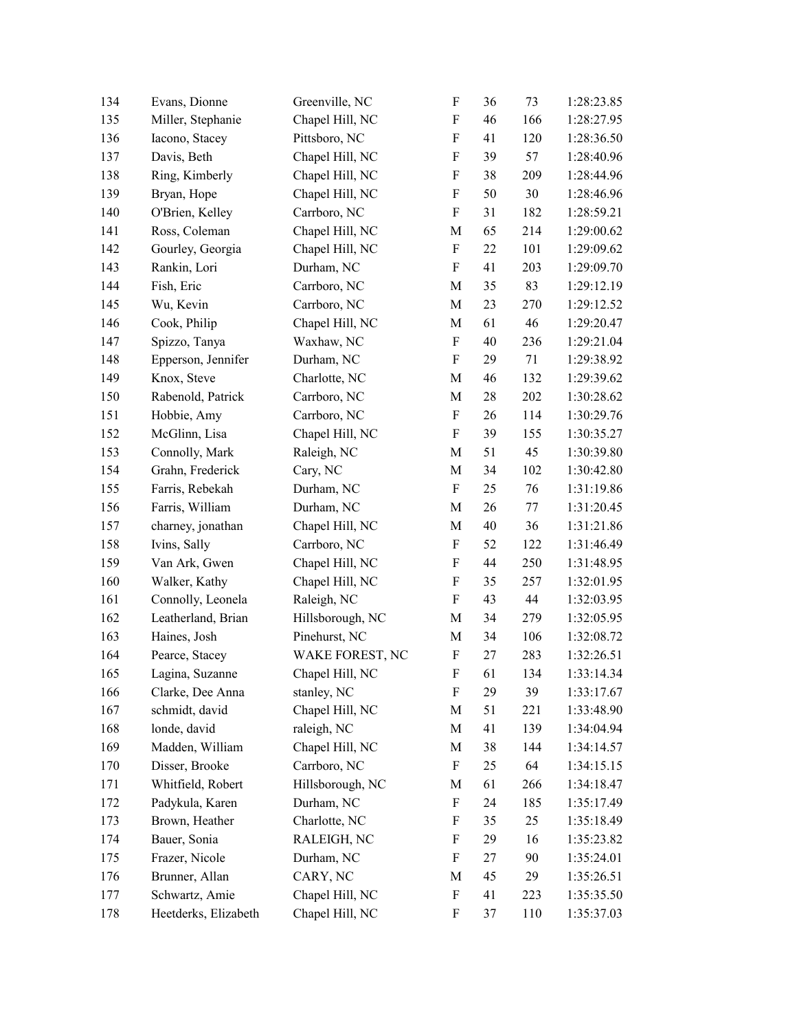| | | | | | | |
|---|---|---|---|---|---|---|
| 134 | Evans, Dionne | Greenville, NC | F | 36 | 73 | 1:28:23.85 |
| 135 | Miller, Stephanie | Chapel Hill, NC | F | 46 | 166 | 1:28:27.95 |
| 136 | Iacono, Stacey | Pittsboro, NC | F | 41 | 120 | 1:28:36.50 |
| 137 | Davis, Beth | Chapel Hill, NC | F | 39 | 57 | 1:28:40.96 |
| 138 | Ring, Kimberly | Chapel Hill, NC | F | 38 | 209 | 1:28:44.96 |
| 139 | Bryan, Hope | Chapel Hill, NC | F | 50 | 30 | 1:28:46.96 |
| 140 | O'Brien, Kelley | Carrboro, NC | F | 31 | 182 | 1:28:59.21 |
| 141 | Ross, Coleman | Chapel Hill, NC | M | 65 | 214 | 1:29:00.62 |
| 142 | Gourley, Georgia | Chapel Hill, NC | F | 22 | 101 | 1:29:09.62 |
| 143 | Rankin, Lori | Durham, NC | F | 41 | 203 | 1:29:09.70 |
| 144 | Fish, Eric | Carrboro, NC | M | 35 | 83 | 1:29:12.19 |
| 145 | Wu, Kevin | Carrboro, NC | M | 23 | 270 | 1:29:12.52 |
| 146 | Cook, Philip | Chapel Hill, NC | M | 61 | 46 | 1:29:20.47 |
| 147 | Spizzo, Tanya | Waxhaw, NC | F | 40 | 236 | 1:29:21.04 |
| 148 | Epperson, Jennifer | Durham, NC | F | 29 | 71 | 1:29:38.92 |
| 149 | Knox, Steve | Charlotte, NC | M | 46 | 132 | 1:29:39.62 |
| 150 | Rabenold, Patrick | Carrboro, NC | M | 28 | 202 | 1:30:28.62 |
| 151 | Hobbie, Amy | Carrboro, NC | F | 26 | 114 | 1:30:29.76 |
| 152 | McGlinn, Lisa | Chapel Hill, NC | F | 39 | 155 | 1:30:35.27 |
| 153 | Connolly, Mark | Raleigh, NC | M | 51 | 45 | 1:30:39.80 |
| 154 | Grahn, Frederick | Cary, NC | M | 34 | 102 | 1:30:42.80 |
| 155 | Farris, Rebekah | Durham, NC | F | 25 | 76 | 1:31:19.86 |
| 156 | Farris, William | Durham, NC | M | 26 | 77 | 1:31:20.45 |
| 157 | charney, jonathan | Chapel Hill, NC | M | 40 | 36 | 1:31:21.86 |
| 158 | Ivins, Sally | Carrboro, NC | F | 52 | 122 | 1:31:46.49 |
| 159 | Van Ark, Gwen | Chapel Hill, NC | F | 44 | 250 | 1:31:48.95 |
| 160 | Walker, Kathy | Chapel Hill, NC | F | 35 | 257 | 1:32:01.95 |
| 161 | Connolly, Leonela | Raleigh, NC | F | 43 | 44 | 1:32:03.95 |
| 162 | Leatherland, Brian | Hillsborough, NC | M | 34 | 279 | 1:32:05.95 |
| 163 | Haines, Josh | Pinehurst, NC | M | 34 | 106 | 1:32:08.72 |
| 164 | Pearce, Stacey | WAKE FOREST, NC | F | 27 | 283 | 1:32:26.51 |
| 165 | Lagina, Suzanne | Chapel Hill, NC | F | 61 | 134 | 1:33:14.34 |
| 166 | Clarke, Dee Anna | stanley, NC | F | 29 | 39 | 1:33:17.67 |
| 167 | schmidt, david | Chapel Hill, NC | M | 51 | 221 | 1:33:48.90 |
| 168 | londe, david | raleigh, NC | M | 41 | 139 | 1:34:04.94 |
| 169 | Madden, William | Chapel Hill, NC | M | 38 | 144 | 1:34:14.57 |
| 170 | Disser, Brooke | Carrboro, NC | F | 25 | 64 | 1:34:15.15 |
| 171 | Whitfield, Robert | Hillsborough, NC | M | 61 | 266 | 1:34:18.47 |
| 172 | Padykula, Karen | Durham, NC | F | 24 | 185 | 1:35:17.49 |
| 173 | Brown, Heather | Charlotte, NC | F | 35 | 25 | 1:35:18.49 |
| 174 | Bauer, Sonia | RALEIGH, NC | F | 29 | 16 | 1:35:23.82 |
| 175 | Frazer, Nicole | Durham, NC | F | 27 | 90 | 1:35:24.01 |
| 176 | Brunner, Allan | CARY, NC | M | 45 | 29 | 1:35:26.51 |
| 177 | Schwartz, Amie | Chapel Hill, NC | F | 41 | 223 | 1:35:35.50 |
| 178 | Heetderks, Elizabeth | Chapel Hill, NC | F | 37 | 110 | 1:35:37.03 |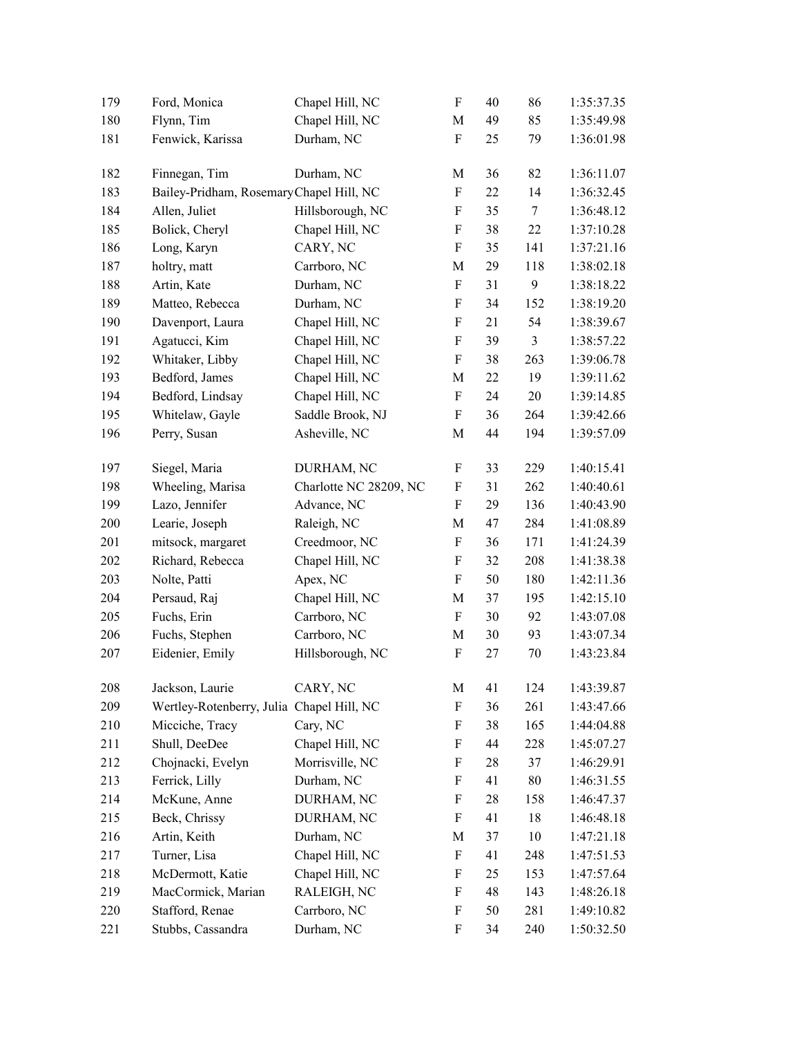| | | | | | | |
|---|---|---|---|---|---|---|
| 179 | Ford, Monica | Chapel Hill, NC | F | 40 | 86 | 1:35:37.35 |
| 180 | Flynn, Tim | Chapel Hill, NC | M | 49 | 85 | 1:35:49.98 |
| 181 | Fenwick, Karissa | Durham, NC | F | 25 | 79 | 1:36:01.98 |
| 182 | Finnegan, Tim | Durham, NC | M | 36 | 82 | 1:36:11.07 |
| 183 | Bailey-Pridham, Rosemary | Chapel Hill, NC | F | 22 | 14 | 1:36:32.45 |
| 184 | Allen, Juliet | Hillsborough, NC | F | 35 | 7 | 1:36:48.12 |
| 185 | Bolick, Cheryl | Chapel Hill, NC | F | 38 | 22 | 1:37:10.28 |
| 186 | Long, Karyn | CARY, NC | F | 35 | 141 | 1:37:21.16 |
| 187 | holtry, matt | Carrboro, NC | M | 29 | 118 | 1:38:02.18 |
| 188 | Artin, Kate | Durham, NC | F | 31 | 9 | 1:38:18.22 |
| 189 | Matteo, Rebecca | Durham, NC | F | 34 | 152 | 1:38:19.20 |
| 190 | Davenport, Laura | Chapel Hill, NC | F | 21 | 54 | 1:38:39.67 |
| 191 | Agatucci, Kim | Chapel Hill, NC | F | 39 | 3 | 1:38:57.22 |
| 192 | Whitaker, Libby | Chapel Hill, NC | F | 38 | 263 | 1:39:06.78 |
| 193 | Bedford, James | Chapel Hill, NC | M | 22 | 19 | 1:39:11.62 |
| 194 | Bedford, Lindsay | Chapel Hill, NC | F | 24 | 20 | 1:39:14.85 |
| 195 | Whitelaw, Gayle | Saddle Brook, NJ | F | 36 | 264 | 1:39:42.66 |
| 196 | Perry, Susan | Asheville, NC | M | 44 | 194 | 1:39:57.09 |
| 197 | Siegel, Maria | DURHAM, NC | F | 33 | 229 | 1:40:15.41 |
| 198 | Wheeling, Marisa | Charlotte NC 28209, NC | F | 31 | 262 | 1:40:40.61 |
| 199 | Lazo, Jennifer | Advance, NC | F | 29 | 136 | 1:40:43.90 |
| 200 | Learie, Joseph | Raleigh, NC | M | 47 | 284 | 1:41:08.89 |
| 201 | mitsock, margaret | Creedmoor, NC | F | 36 | 171 | 1:41:24.39 |
| 202 | Richard, Rebecca | Chapel Hill, NC | F | 32 | 208 | 1:41:38.38 |
| 203 | Nolte, Patti | Apex, NC | F | 50 | 180 | 1:42:11.36 |
| 204 | Persaud, Raj | Chapel Hill, NC | M | 37 | 195 | 1:42:15.10 |
| 205 | Fuchs, Erin | Carrboro, NC | F | 30 | 92 | 1:43:07.08 |
| 206 | Fuchs, Stephen | Carrboro, NC | M | 30 | 93 | 1:43:07.34 |
| 207 | Eidenier, Emily | Hillsborough, NC | F | 27 | 70 | 1:43:23.84 |
| 208 | Jackson, Laurie | CARY, NC | M | 41 | 124 | 1:43:39.87 |
| 209 | Wertley-Rotenberry, Julia | Chapel Hill, NC | F | 36 | 261 | 1:43:47.66 |
| 210 | Micciche, Tracy | Cary, NC | F | 38 | 165 | 1:44:04.88 |
| 211 | Shull, DeeDee | Chapel Hill, NC | F | 44 | 228 | 1:45:07.27 |
| 212 | Chojnacki, Evelyn | Morrisville, NC | F | 28 | 37 | 1:46:29.91 |
| 213 | Ferrick, Lilly | Durham, NC | F | 41 | 80 | 1:46:31.55 |
| 214 | McKune, Anne | DURHAM, NC | F | 28 | 158 | 1:46:47.37 |
| 215 | Beck, Chrissy | DURHAM, NC | F | 41 | 18 | 1:46:48.18 |
| 216 | Artin, Keith | Durham, NC | M | 37 | 10 | 1:47:21.18 |
| 217 | Turner, Lisa | Chapel Hill, NC | F | 41 | 248 | 1:47:51.53 |
| 218 | McDermott, Katie | Chapel Hill, NC | F | 25 | 153 | 1:47:57.64 |
| 219 | MacCormick, Marian | RALEIGH, NC | F | 48 | 143 | 1:48:26.18 |
| 220 | Stafford, Renae | Carrboro, NC | F | 50 | 281 | 1:49:10.82 |
| 221 | Stubbs, Cassandra | Durham, NC | F | 34 | 240 | 1:50:32.50 |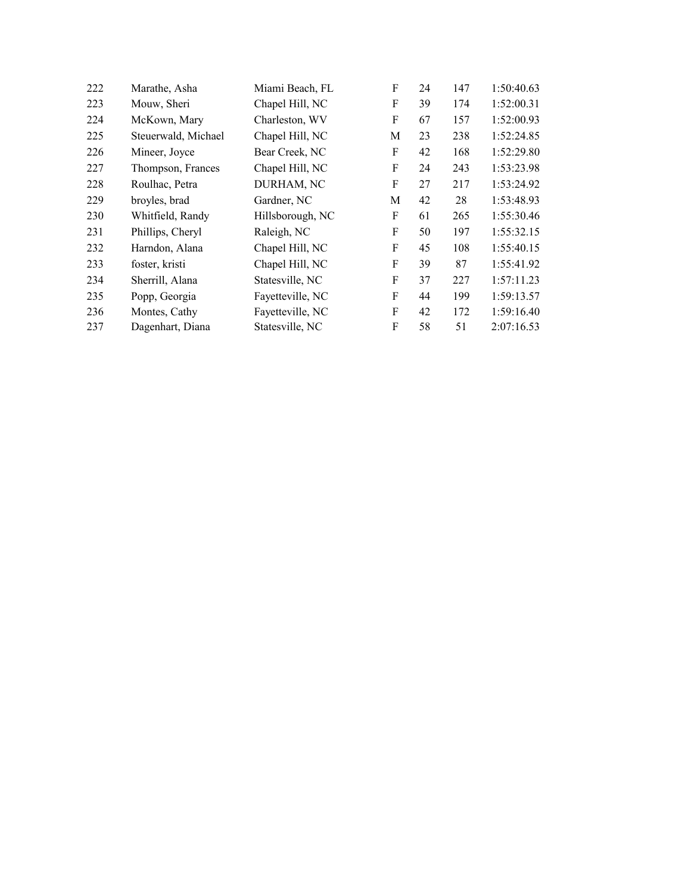| | | | | | | |
|---|---|---|---|---|---|---|
| 222 | Marathe, Asha | Miami Beach, FL | F | 24 | 147 | 1:50:40.63 |
| 223 | Mouw, Sheri | Chapel Hill, NC | F | 39 | 174 | 1:52:00.31 |
| 224 | McKown, Mary | Charleston, WV | F | 67 | 157 | 1:52:00.93 |
| 225 | Steuerwald, Michael | Chapel Hill, NC | M | 23 | 238 | 1:52:24.85 |
| 226 | Mineer, Joyce | Bear Creek, NC | F | 42 | 168 | 1:52:29.80 |
| 227 | Thompson, Frances | Chapel Hill, NC | F | 24 | 243 | 1:53:23.98 |
| 228 | Roulhac, Petra | DURHAM, NC | F | 27 | 217 | 1:53:24.92 |
| 229 | broyles, brad | Gardner, NC | M | 42 | 28 | 1:53:48.93 |
| 230 | Whitfield, Randy | Hillsborough, NC | F | 61 | 265 | 1:55:30.46 |
| 231 | Phillips, Cheryl | Raleigh, NC | F | 50 | 197 | 1:55:32.15 |
| 232 | Harndon, Alana | Chapel Hill, NC | F | 45 | 108 | 1:55:40.15 |
| 233 | foster, kristi | Chapel Hill, NC | F | 39 | 87 | 1:55:41.92 |
| 234 | Sherrill, Alana | Statesville, NC | F | 37 | 227 | 1:57:11.23 |
| 235 | Popp, Georgia | Fayetteville, NC | F | 44 | 199 | 1:59:13.57 |
| 236 | Montes, Cathy | Fayetteville, NC | F | 42 | 172 | 1:59:16.40 |
| 237 | Dagenhart, Diana | Statesville, NC | F | 58 | 51 | 2:07:16.53 |